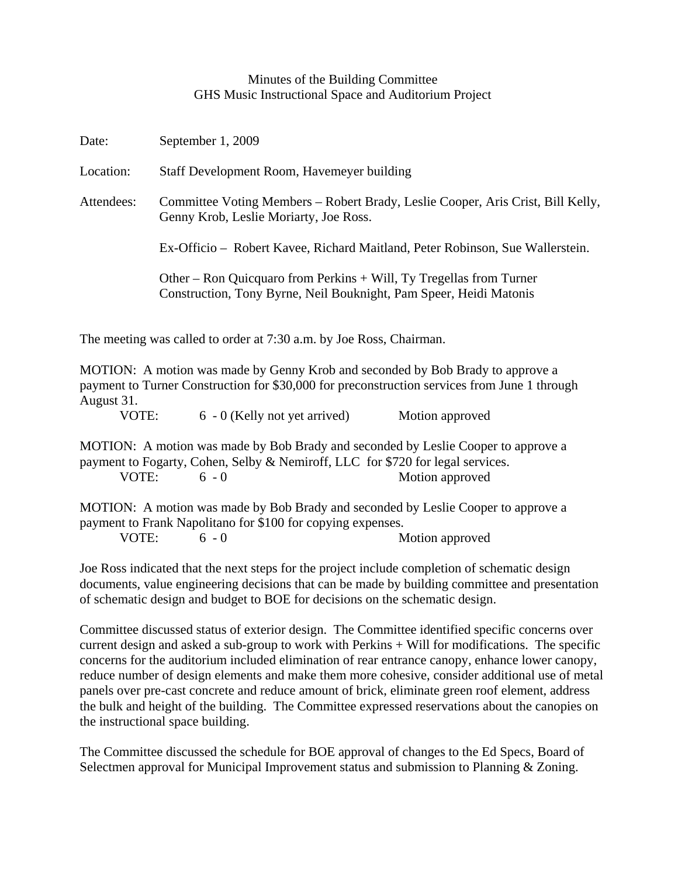# Minutes of the Building Committee
## GHS Music Instructional Space and Auditorium Project

Date: September 1, 2009

Location: Staff Development Room, Havemeyer building

Attendees: Committee Voting Members – Robert Brady, Leslie Cooper, Aris Crist, Bill Kelly, Genny Krob, Leslie Moriarty, Joe Ross.

Ex-Officio – Robert Kavee, Richard Maitland, Peter Robinson, Sue Wallerstein.

Other – Ron Quicquaro from Perkins + Will, Ty Tregellas from Turner Construction, Tony Byrne, Neil Bouknight, Pam Speer, Heidi Matonis

The meeting was called to order at 7:30 a.m. by Joe Ross, Chairman.

MOTION: A motion was made by Genny Krob and seconded by Bob Brady to approve a payment to Turner Construction for $30,000 for preconstruction services from June 1 through August 31.

VOTE: 6 - 0 (Kelly not yet arrived) Motion approved

MOTION: A motion was made by Bob Brady and seconded by Leslie Cooper to approve a payment to Fogarty, Cohen, Selby & Nemiroff, LLC for $720 for legal services.

VOTE: 6 - 0 Motion approved

MOTION: A motion was made by Bob Brady and seconded by Leslie Cooper to approve a payment to Frank Napolitano for $100 for copying expenses.

VOTE: 6 - 0 Motion approved

Joe Ross indicated that the next steps for the project include completion of schematic design documents, value engineering decisions that can be made by building committee and presentation of schematic design and budget to BOE for decisions on the schematic design.

Committee discussed status of exterior design. The Committee identified specific concerns over current design and asked a sub-group to work with Perkins + Will for modifications. The specific concerns for the auditorium included elimination of rear entrance canopy, enhance lower canopy, reduce number of design elements and make them more cohesive, consider additional use of metal panels over pre-cast concrete and reduce amount of brick, eliminate green roof element, address the bulk and height of the building. The Committee expressed reservations about the canopies on the instructional space building.

The Committee discussed the schedule for BOE approval of changes to the Ed Specs, Board of Selectmen approval for Municipal Improvement status and submission to Planning & Zoning.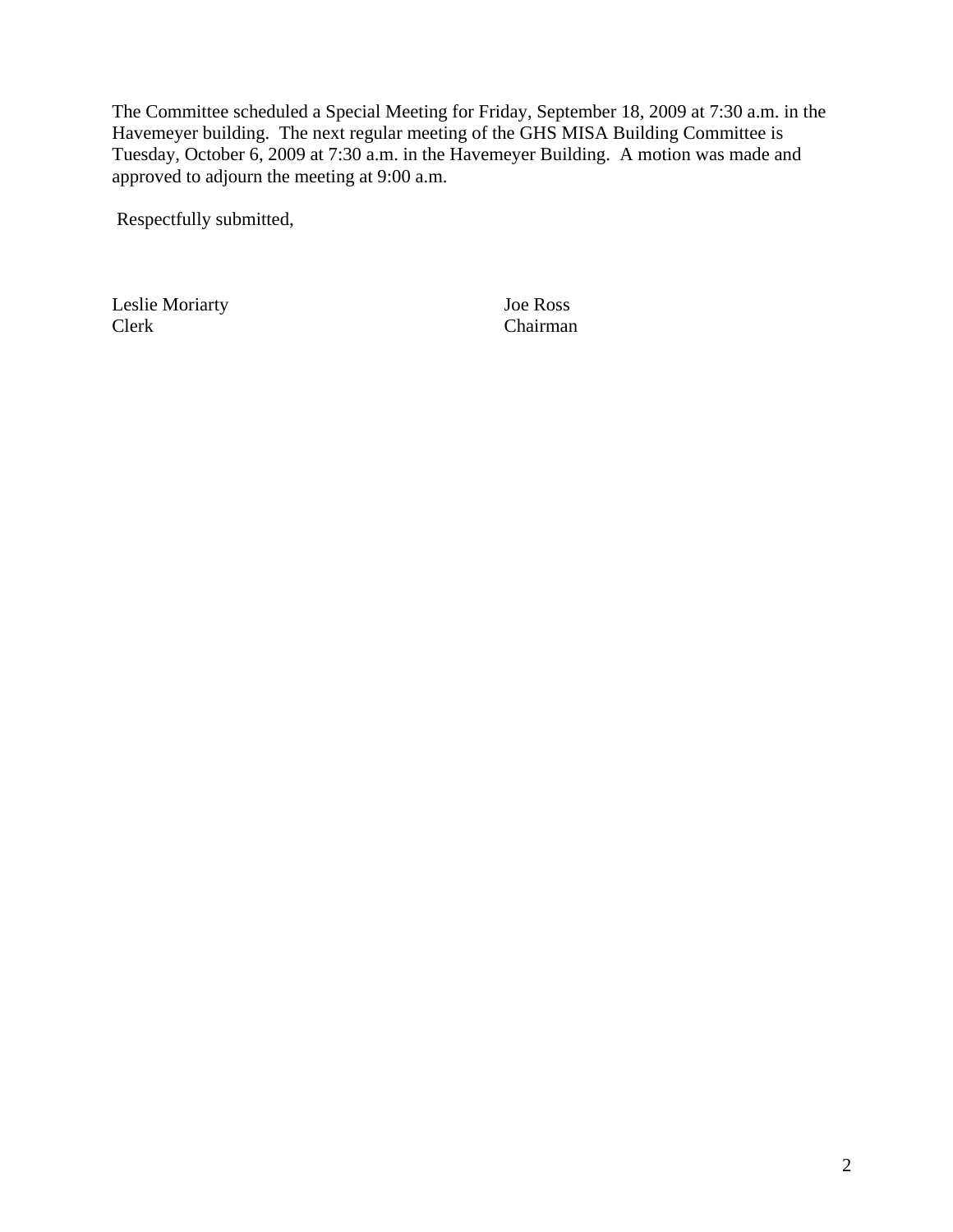The Committee scheduled a Special Meeting for Friday, September 18, 2009 at 7:30 a.m. in the Havemeyer building. The next regular meeting of the GHS MISA Building Committee is Tuesday, October 6, 2009 at 7:30 a.m. in the Havemeyer Building. A motion was made and approved to adjourn the meeting at 9:00 a.m.

Respectfully submitted,

| | |
|---|---|
| Leslie Moriarty | Joe Ross |
| Clerk | Chairman |